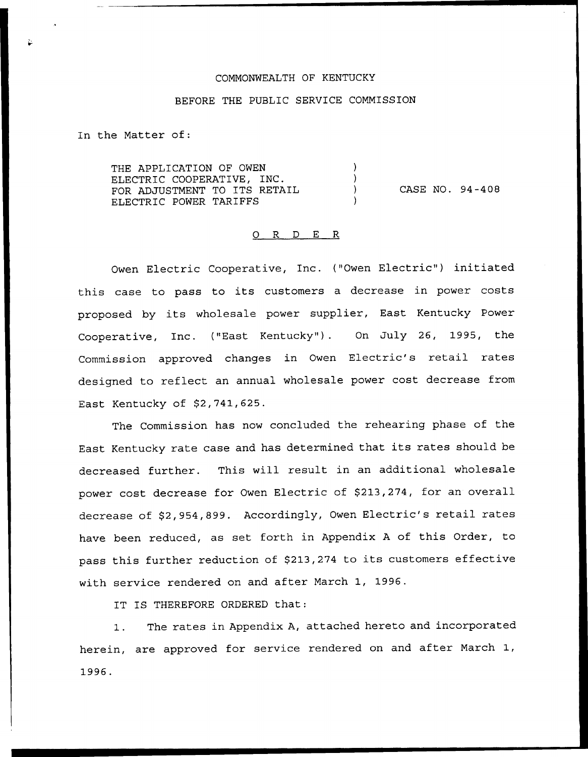COMMONWEALTH OF KENTUCKY

BEFORE THE PUBLIC SERVICE COMMISSION

In the Matter of:

| | | |
|---|---|---|
| THE APPLICATION OF OWEN ELECTRIC COOPERATIVE, INC. FOR ADJUSTMENT TO ITS RETAIL ELECTRIC POWER TARIFFS | ) | CASE NO. 94-408 |

O R D E R

Owen Electric Cooperative, Inc. ("Owen Electric") initiated this case to pass to its customers a decrease in power costs proposed by its wholesale power supplier, East Kentucky Power Cooperative, Inc. ("East Kentucky"). On July 26, 1995, the Commission approved changes in Owen Electric's retail rates designed to reflect an annual wholesale power cost decrease from East Kentucky of $2,741,625.

The Commission has now concluded the rehearing phase of the East Kentucky rate case and has determined that its rates should be decreased further. This will result in an additional wholesale power cost decrease for Owen Electric of $213,274, for an overall decrease of $2,954,899. Accordingly, Owen Electric's retail rates have been reduced, as set forth in Appendix A of this Order, to pass this further reduction of $213,274 to its customers effective with service rendered on and after March 1, 1996.

IT IS THEREFORE ORDERED that:

1. The rates in Appendix A, attached hereto and incorporated herein, are approved for service rendered on and after March 1, 1996.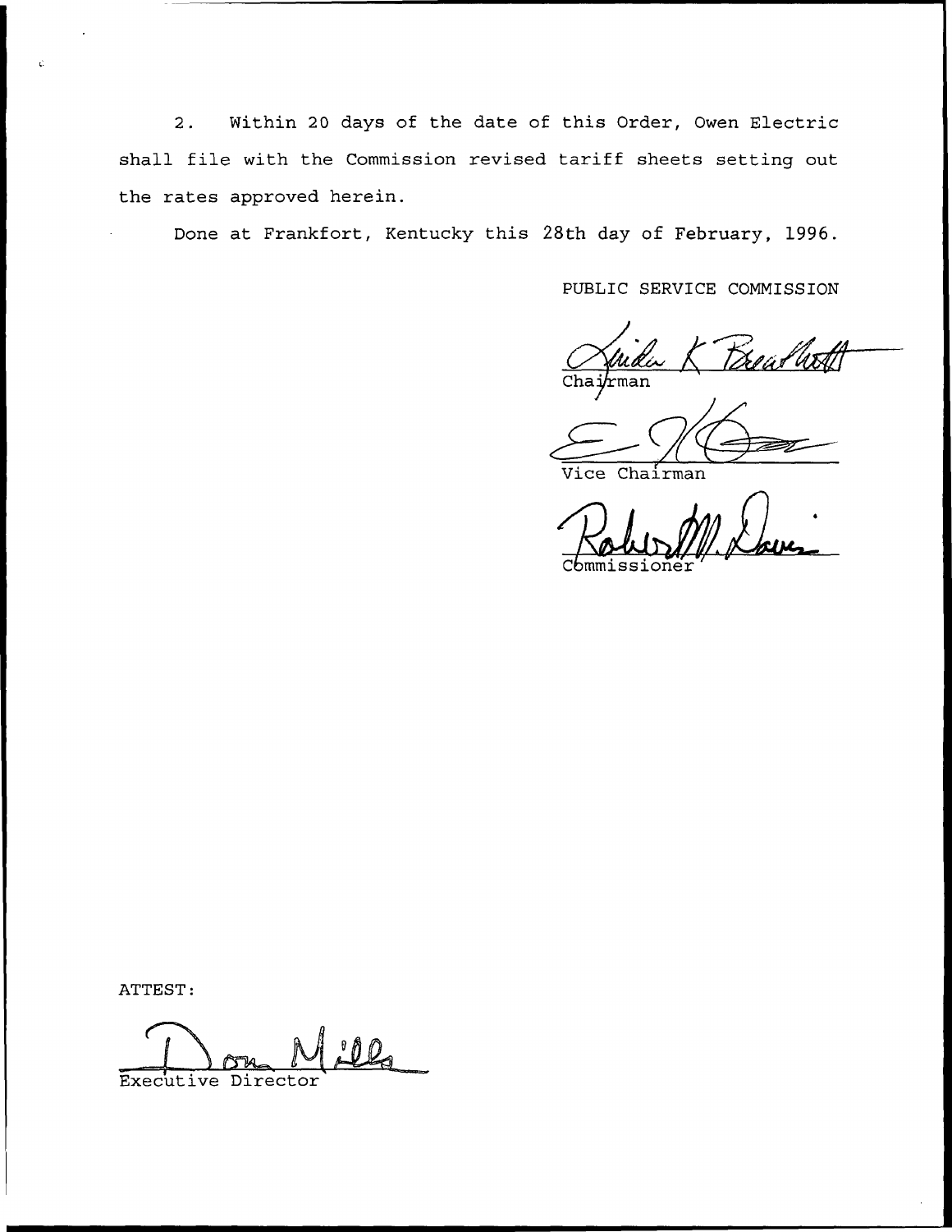2. Within 20 days of the date of this Order, Owen Electric shall file with the Commission revised tariff sheets setting out the rates approved herein.

Done at Frankfort, Kentucky this 28th day of February, 1996.

PUBLIC SERVICE COMMISSION

Chairman

Vice Chairman

Commissioner

ATTEST:

Executive Director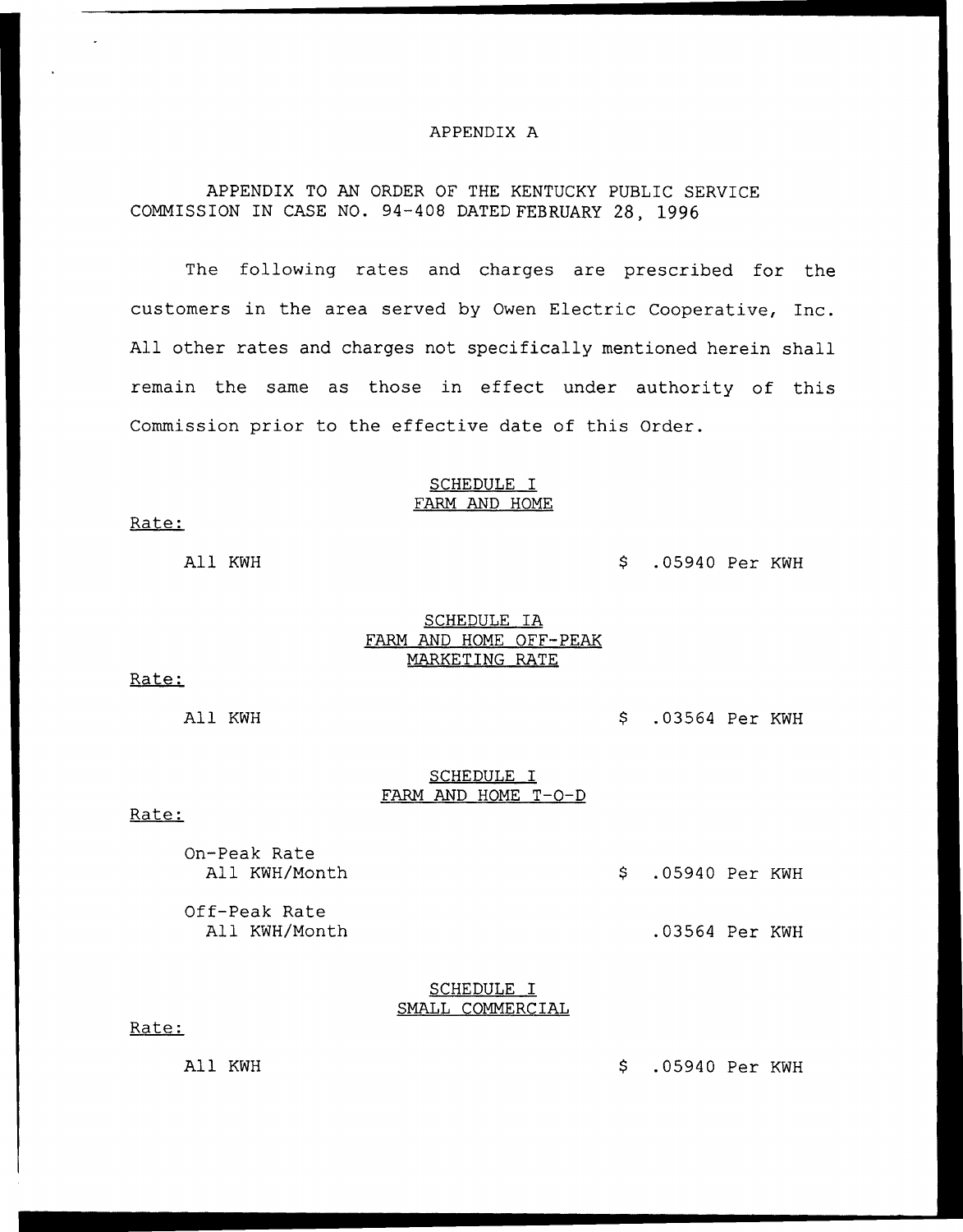# APPENDIX A

APPENDIX TO AN ORDER OF THE KENTUCKY PUBLIC SERVICE COMMISSION IN CASE NO. 94-408 DATED FEBRUARY 28, 1996

The following rates and charges are prescribed for the customers in the area served by Owen Electric Cooperative, Inc. All other rates and charges not specifically mentioned herein shall remain the same as those in effect under authority of this Commission prior to the effective date of this Order.

## SCHEDULE I
## FARM AND HOME

Rate:

| | |
|---|---|
| All KWH | $ .05940 Per KWH |

## SCHEDULE IA
## FARM AND HOME OFF-PEAK MARKETING RATE

Rate:

| | |
|---|---|
| All KWH | $ .03564 Per KWH |

## SCHEDULE I
## FARM AND HOME T-O-D

Rate:

| | |
|---|---|
| On-Peak Rate All KWH/Month | $ .05940 Per KWH |
| Off-Peak Rate All KWH/Month | .03564 Per KWH |

## SCHEDULE I
## SMALL COMMERCIAL

Rate:

| | |
|---|---|
| All KWH | $ .05940 Per KWH |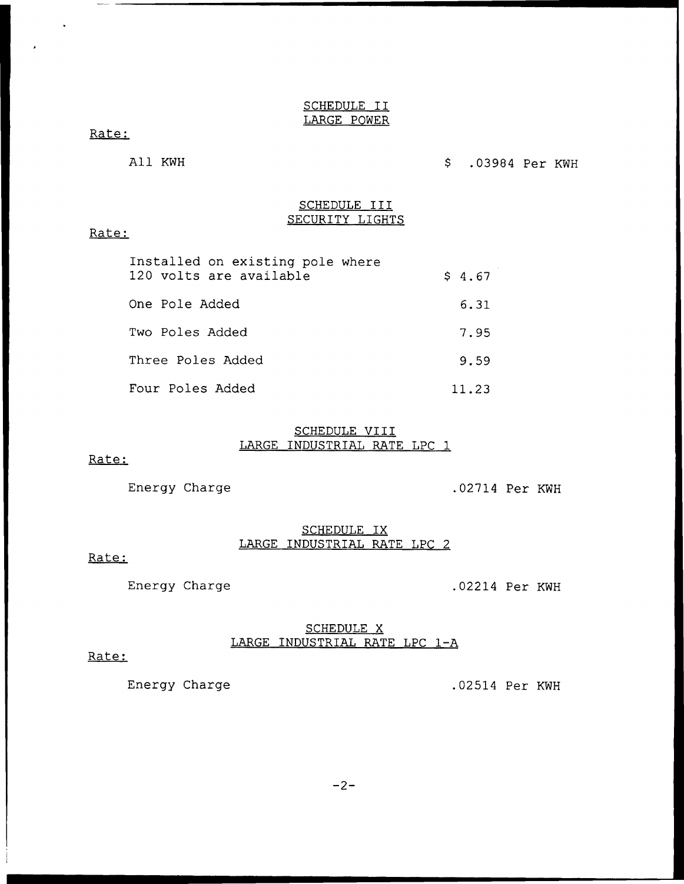## SCHEDULE II
## LARGE POWER

Rate:

| | |
|---|---|
| All KWH | $ .03984 Per KWH |

## SCHEDULE III
## SECURITY LIGHTS

Rate:

| | |
|---|---|
| Installed on existing pole where 120 volts are available | $ 4.67 |
| One Pole Added | 6.31 |
| Two Poles Added | 7.95 |
| Three Poles Added | 9.59 |
| Four Poles Added | 11.23 |

## SCHEDULE VIII
## LARGE INDUSTRIAL RATE LPC 1

Rate:

| | |
|---|---|
| Energy Charge | .02714 Per KWH |

## SCHEDULE IX
## LARGE INDUSTRIAL RATE LPC 2

Rate:

| | |
|---|---|
| Energy Charge | .02214 Per KWH |

## SCHEDULE X
## LARGE INDUSTRIAL RATE LPC 1-A

Rate:

| | |
|---|---|
| Energy Charge | .02514 Per KWH |